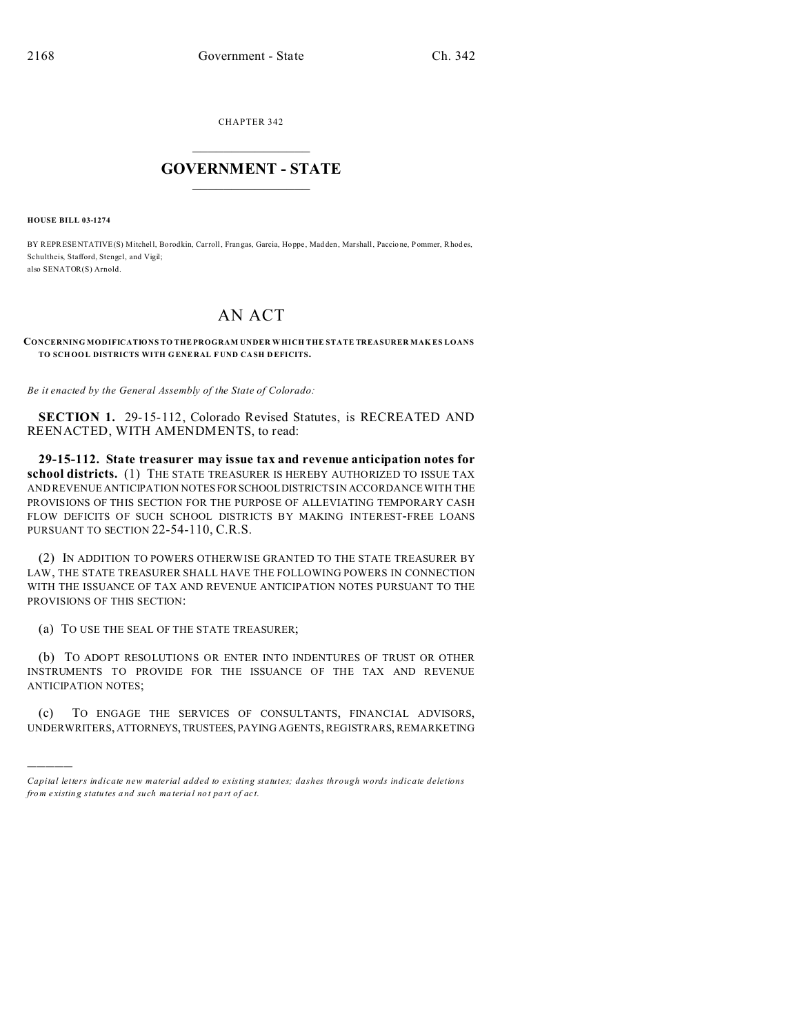CHAPTER 342

# GOVERNMENT - STATE

**HOUSE BILL 03-1274**

BY REPRESENTATIVE(S) Mitchell, Borodkin, Carroll, Frangas, Garcia, Hoppe, Madden, Marshall, Paccione, Pommer, Rhodes, Schultheis, Stafford, Stengel, and Vigil;
also SENATOR(S) Arnold.

# AN ACT

**CONCERNING MODIFICATIONS TO THE PROGRAM UNDER WHICH THE STATE TREASURER MAKES LOANS TO SCHOOL DISTRICTS WITH GENERAL FUND CASH DEFICITS.**

*Be it enacted by the General Assembly of the State of Colorado:*

**SECTION 1.** 29-15-112, Colorado Revised Statutes, is RECREATED AND REENACTED, WITH AMENDMENTS, to read:

**29-15-112. State treasurer may issue tax and revenue anticipation notes for school districts.** (1) THE STATE TREASURER IS HEREBY AUTHORIZED TO ISSUE TAX AND REVENUE ANTICIPATION NOTES FOR SCHOOL DISTRICTS IN ACCORDANCE WITH THE PROVISIONS OF THIS SECTION FOR THE PURPOSE OF ALLEVIATING TEMPORARY CASH FLOW DEFICITS OF SUCH SCHOOL DISTRICTS BY MAKING INTEREST-FREE LOANS PURSUANT TO SECTION 22-54-110, C.R.S.

(2) IN ADDITION TO POWERS OTHERWISE GRANTED TO THE STATE TREASURER BY LAW, THE STATE TREASURER SHALL HAVE THE FOLLOWING POWERS IN CONNECTION WITH THE ISSUANCE OF TAX AND REVENUE ANTICIPATION NOTES PURSUANT TO THE PROVISIONS OF THIS SECTION:

(a) TO USE THE SEAL OF THE STATE TREASURER;

(b) TO ADOPT RESOLUTIONS OR ENTER INTO INDENTURES OF TRUST OR OTHER INSTRUMENTS TO PROVIDE FOR THE ISSUANCE OF THE TAX AND REVENUE ANTICIPATION NOTES;

(c) TO ENGAGE THE SERVICES OF CONSULTANTS, FINANCIAL ADVISORS, UNDERWRITERS, ATTORNEYS, TRUSTEES, PAYING AGENTS, REGISTRARS, REMARKETING

---

*Capital letters indicate new material added to existing statutes; dashes through words indicate deletions from existing statutes and such material not part of act.*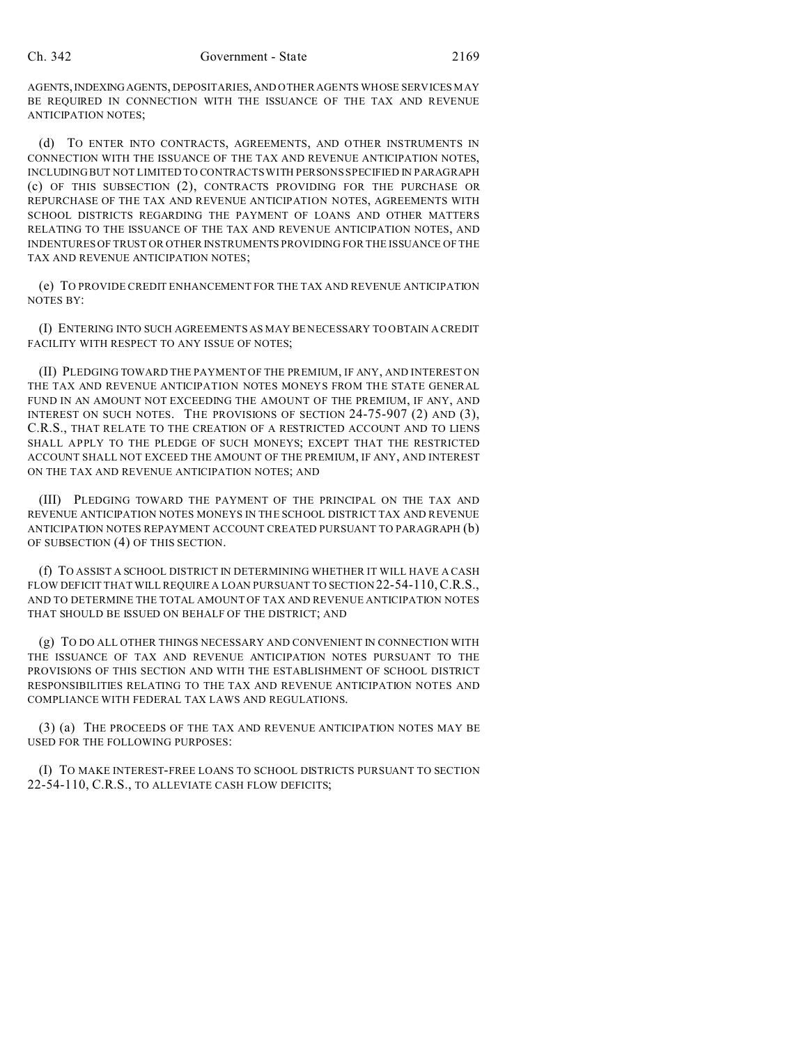AGENTS, INDEXING AGENTS, DEPOSITARIES, AND OTHER AGENTS WHOSE SERVICES MAY BE REQUIRED IN CONNECTION WITH THE ISSUANCE OF THE TAX AND REVENUE ANTICIPATION NOTES;

(d) TO ENTER INTO CONTRACTS, AGREEMENTS, AND OTHER INSTRUMENTS IN CONNECTION WITH THE ISSUANCE OF THE TAX AND REVENUE ANTICIPATION NOTES, INCLUDING BUT NOT LIMITED TO CONTRACTS WITH PERSONS SPECIFIED IN PARAGRAPH (c) OF THIS SUBSECTION (2), CONTRACTS PROVIDING FOR THE PURCHASE OR REPURCHASE OF THE TAX AND REVENUE ANTICIPATION NOTES, AGREEMENTS WITH SCHOOL DISTRICTS REGARDING THE PAYMENT OF LOANS AND OTHER MATTERS RELATING TO THE ISSUANCE OF THE TAX AND REVENUE ANTICIPATION NOTES, AND INDENTURES OF TRUST OR OTHER INSTRUMENTS PROVIDING FOR THE ISSUANCE OF THE TAX AND REVENUE ANTICIPATION NOTES;

(e) TO PROVIDE CREDIT ENHANCEMENT FOR THE TAX AND REVENUE ANTICIPATION NOTES BY:

(I) ENTERING INTO SUCH AGREEMENTS AS MAY BE NECESSARY TO OBTAIN A CREDIT FACILITY WITH RESPECT TO ANY ISSUE OF NOTES;

(II) PLEDGING TOWARD THE PAYMENT OF THE PREMIUM, IF ANY, AND INTEREST ON THE TAX AND REVENUE ANTICIPATION NOTES MONEYS FROM THE STATE GENERAL FUND IN AN AMOUNT NOT EXCEEDING THE AMOUNT OF THE PREMIUM, IF ANY, AND INTEREST ON SUCH NOTES. THE PROVISIONS OF SECTION 24-75-907 (2) AND (3), C.R.S., THAT RELATE TO THE CREATION OF A RESTRICTED ACCOUNT AND TO LIENS SHALL APPLY TO THE PLEDGE OF SUCH MONEYS; EXCEPT THAT THE RESTRICTED ACCOUNT SHALL NOT EXCEED THE AMOUNT OF THE PREMIUM, IF ANY, AND INTEREST ON THE TAX AND REVENUE ANTICIPATION NOTES; AND

(III) PLEDGING TOWARD THE PAYMENT OF THE PRINCIPAL ON THE TAX AND REVENUE ANTICIPATION NOTES MONEYS IN THE SCHOOL DISTRICT TAX AND REVENUE ANTICIPATION NOTES REPAYMENT ACCOUNT CREATED PURSUANT TO PARAGRAPH (b) OF SUBSECTION (4) OF THIS SECTION.

(f) TO ASSIST A SCHOOL DISTRICT IN DETERMINING WHETHER IT WILL HAVE A CASH FLOW DEFICIT THAT WILL REQUIRE A LOAN PURSUANT TO SECTION 22-54-110, C.R.S., AND TO DETERMINE THE TOTAL AMOUNT OF TAX AND REVENUE ANTICIPATION NOTES THAT SHOULD BE ISSUED ON BEHALF OF THE DISTRICT; AND

(g) TO DO ALL OTHER THINGS NECESSARY AND CONVENIENT IN CONNECTION WITH THE ISSUANCE OF TAX AND REVENUE ANTICIPATION NOTES PURSUANT TO THE PROVISIONS OF THIS SECTION AND WITH THE ESTABLISHMENT OF SCHOOL DISTRICT RESPONSIBILITIES RELATING TO THE TAX AND REVENUE ANTICIPATION NOTES AND COMPLIANCE WITH FEDERAL TAX LAWS AND REGULATIONS.

(3) (a) THE PROCEEDS OF THE TAX AND REVENUE ANTICIPATION NOTES MAY BE USED FOR THE FOLLOWING PURPOSES:

(I) TO MAKE INTEREST-FREE LOANS TO SCHOOL DISTRICTS PURSUANT TO SECTION 22-54-110, C.R.S., TO ALLEVIATE CASH FLOW DEFICITS;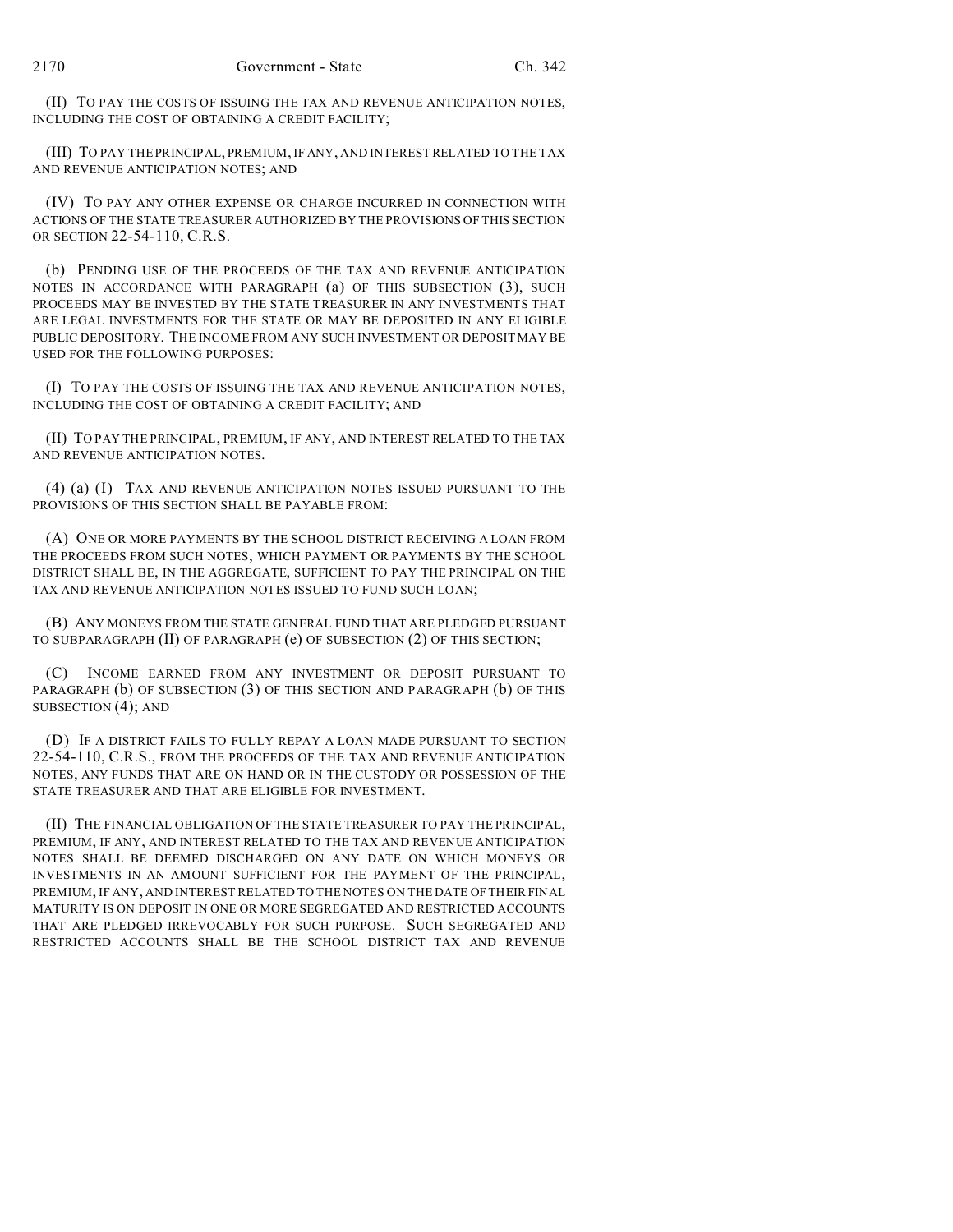(II) TO PAY THE COSTS OF ISSUING THE TAX AND REVENUE ANTICIPATION NOTES, INCLUDING THE COST OF OBTAINING A CREDIT FACILITY;

(III) TO PAY THE PRINCIPAL, PREMIUM, IF ANY, AND INTEREST RELATED TO THE TAX AND REVENUE ANTICIPATION NOTES; AND

(IV) TO PAY ANY OTHER EXPENSE OR CHARGE INCURRED IN CONNECTION WITH ACTIONS OF THE STATE TREASURER AUTHORIZED BY THE PROVISIONS OF THIS SECTION OR SECTION 22-54-110, C.R.S.

(b) PENDING USE OF THE PROCEEDS OF THE TAX AND REVENUE ANTICIPATION NOTES IN ACCORDANCE WITH PARAGRAPH (a) OF THIS SUBSECTION (3), SUCH PROCEEDS MAY BE INVESTED BY THE STATE TREASURER IN ANY INVESTMENTS THAT ARE LEGAL INVESTMENTS FOR THE STATE OR MAY BE DEPOSITED IN ANY ELIGIBLE PUBLIC DEPOSITORY. THE INCOME FROM ANY SUCH INVESTMENT OR DEPOSIT MAY BE USED FOR THE FOLLOWING PURPOSES:

(I) TO PAY THE COSTS OF ISSUING THE TAX AND REVENUE ANTICIPATION NOTES, INCLUDING THE COST OF OBTAINING A CREDIT FACILITY; AND

(II) TO PAY THE PRINCIPAL, PREMIUM, IF ANY, AND INTEREST RELATED TO THE TAX AND REVENUE ANTICIPATION NOTES.

(4) (a) (I) TAX AND REVENUE ANTICIPATION NOTES ISSUED PURSUANT TO THE PROVISIONS OF THIS SECTION SHALL BE PAYABLE FROM:

(A) ONE OR MORE PAYMENTS BY THE SCHOOL DISTRICT RECEIVING A LOAN FROM THE PROCEEDS FROM SUCH NOTES, WHICH PAYMENT OR PAYMENTS BY THE SCHOOL DISTRICT SHALL BE, IN THE AGGREGATE, SUFFICIENT TO PAY THE PRINCIPAL ON THE TAX AND REVENUE ANTICIPATION NOTES ISSUED TO FUND SUCH LOAN;

(B) ANY MONEYS FROM THE STATE GENERAL FUND THAT ARE PLEDGED PURSUANT TO SUBPARAGRAPH (II) OF PARAGRAPH (e) OF SUBSECTION (2) OF THIS SECTION;

(C) INCOME EARNED FROM ANY INVESTMENT OR DEPOSIT PURSUANT TO PARAGRAPH (b) OF SUBSECTION (3) OF THIS SECTION AND PARAGRAPH (b) OF THIS SUBSECTION (4); AND

(D) IF A DISTRICT FAILS TO FULLY REPAY A LOAN MADE PURSUANT TO SECTION 22-54-110, C.R.S., FROM THE PROCEEDS OF THE TAX AND REVENUE ANTICIPATION NOTES, ANY FUNDS THAT ARE ON HAND OR IN THE CUSTODY OR POSSESSION OF THE STATE TREASURER AND THAT ARE ELIGIBLE FOR INVESTMENT.

(II) THE FINANCIAL OBLIGATION OF THE STATE TREASURER TO PAY THE PRINCIPAL, PREMIUM, IF ANY, AND INTEREST RELATED TO THE TAX AND REVENUE ANTICIPATION NOTES SHALL BE DEEMED DISCHARGED ON ANY DATE ON WHICH MONEYS OR INVESTMENTS IN AN AMOUNT SUFFICIENT FOR THE PAYMENT OF THE PRINCIPAL, PREMIUM, IF ANY, AND INTEREST RELATED TO THE NOTES ON THE DATE OF THEIR FINAL MATURITY IS ON DEPOSIT IN ONE OR MORE SEGREGATED AND RESTRICTED ACCOUNTS THAT ARE PLEDGED IRREVOCABLY FOR SUCH PURPOSE. SUCH SEGREGATED AND RESTRICTED ACCOUNTS SHALL BE THE SCHOOL DISTRICT TAX AND REVENUE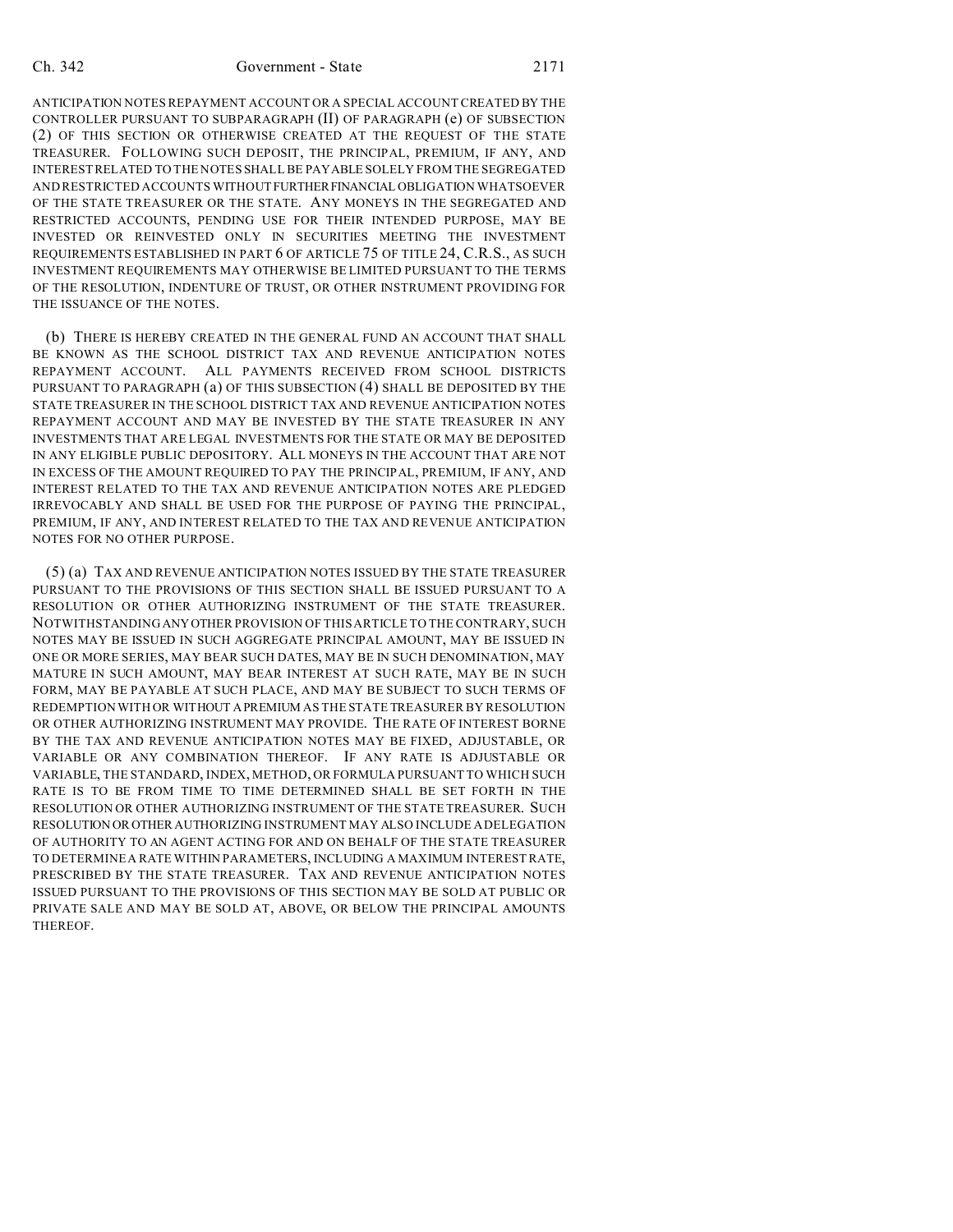ANTICIPATION NOTES REPAYMENT ACCOUNT OR A SPECIAL ACCOUNT CREATED BY THE CONTROLLER PURSUANT TO SUBPARAGRAPH (II) OF PARAGRAPH (e) OF SUBSECTION (2) OF THIS SECTION OR OTHERWISE CREATED AT THE REQUEST OF THE STATE TREASURER. FOLLOWING SUCH DEPOSIT, THE PRINCIPAL, PREMIUM, IF ANY, AND INTEREST RELATED TO THE NOTES SHALL BE PAYABLE SOLELY FROM THE SEGREGATED AND RESTRICTED ACCOUNTS WITHOUT FURTHER FINANCIAL OBLIGATION WHATSOEVER OF THE STATE TREASURER OR THE STATE. ANY MONEYS IN THE SEGREGATED AND RESTRICTED ACCOUNTS, PENDING USE FOR THEIR INTENDED PURPOSE, MAY BE INVESTED OR REINVESTED ONLY IN SECURITIES MEETING THE INVESTMENT REQUIREMENTS ESTABLISHED IN PART 6 OF ARTICLE 75 OF TITLE 24, C.R.S., AS SUCH INVESTMENT REQUIREMENTS MAY OTHERWISE BE LIMITED PURSUANT TO THE TERMS OF THE RESOLUTION, INDENTURE OF TRUST, OR OTHER INSTRUMENT PROVIDING FOR THE ISSUANCE OF THE NOTES.

(b) THERE IS HEREBY CREATED IN THE GENERAL FUND AN ACCOUNT THAT SHALL BE KNOWN AS THE SCHOOL DISTRICT TAX AND REVENUE ANTICIPATION NOTES REPAYMENT ACCOUNT. ALL PAYMENTS RECEIVED FROM SCHOOL DISTRICTS PURSUANT TO PARAGRAPH (a) OF THIS SUBSECTION (4) SHALL BE DEPOSITED BY THE STATE TREASURER IN THE SCHOOL DISTRICT TAX AND REVENUE ANTICIPATION NOTES REPAYMENT ACCOUNT AND MAY BE INVESTED BY THE STATE TREASURER IN ANY INVESTMENTS THAT ARE LEGAL INVESTMENTS FOR THE STATE OR MAY BE DEPOSITED IN ANY ELIGIBLE PUBLIC DEPOSITORY. ALL MONEYS IN THE ACCOUNT THAT ARE NOT IN EXCESS OF THE AMOUNT REQUIRED TO PAY THE PRINCIPAL, PREMIUM, IF ANY, AND INTEREST RELATED TO THE TAX AND REVENUE ANTICIPATION NOTES ARE PLEDGED IRREVOCABLY AND SHALL BE USED FOR THE PURPOSE OF PAYING THE PRINCIPAL, PREMIUM, IF ANY, AND INTEREST RELATED TO THE TAX AND REVENUE ANTICIPATION NOTES FOR NO OTHER PURPOSE.

(5) (a) TAX AND REVENUE ANTICIPATION NOTES ISSUED BY THE STATE TREASURER PURSUANT TO THE PROVISIONS OF THIS SECTION SHALL BE ISSUED PURSUANT TO A RESOLUTION OR OTHER AUTHORIZING INSTRUMENT OF THE STATE TREASURER. NOTWITHSTANDING ANY OTHER PROVISION OF THIS ARTICLE TO THE CONTRARY, SUCH NOTES MAY BE ISSUED IN SUCH AGGREGATE PRINCIPAL AMOUNT, MAY BE ISSUED IN ONE OR MORE SERIES, MAY BEAR SUCH DATES, MAY BE IN SUCH DENOMINATION, MAY MATURE IN SUCH AMOUNT, MAY BEAR INTEREST AT SUCH RATE, MAY BE IN SUCH FORM, MAY BE PAYABLE AT SUCH PLACE, AND MAY BE SUBJECT TO SUCH TERMS OF REDEMPTION WITH OR WITHOUT A PREMIUM AS THE STATE TREASURER BY RESOLUTION OR OTHER AUTHORIZING INSTRUMENT MAY PROVIDE. THE RATE OF INTEREST BORNE BY THE TAX AND REVENUE ANTICIPATION NOTES MAY BE FIXED, ADJUSTABLE, OR VARIABLE OR ANY COMBINATION THEREOF. IF ANY RATE IS ADJUSTABLE OR VARIABLE, THE STANDARD, INDEX, METHOD, OR FORMULA PURSUANT TO WHICH SUCH RATE IS TO BE FROM TIME TO TIME DETERMINED SHALL BE SET FORTH IN THE RESOLUTION OR OTHER AUTHORIZING INSTRUMENT OF THE STATE TREASURER. SUCH RESOLUTION OR OTHER AUTHORIZING INSTRUMENT MAY ALSO INCLUDE A DELEGATION OF AUTHORITY TO AN AGENT ACTING FOR AND ON BEHALF OF THE STATE TREASURER TO DETERMINE A RATE WITHIN PARAMETERS, INCLUDING A MAXIMUM INTEREST RATE, PRESCRIBED BY THE STATE TREASURER. TAX AND REVENUE ANTICIPATION NOTES ISSUED PURSUANT TO THE PROVISIONS OF THIS SECTION MAY BE SOLD AT PUBLIC OR PRIVATE SALE AND MAY BE SOLD AT, ABOVE, OR BELOW THE PRINCIPAL AMOUNTS THEREOF.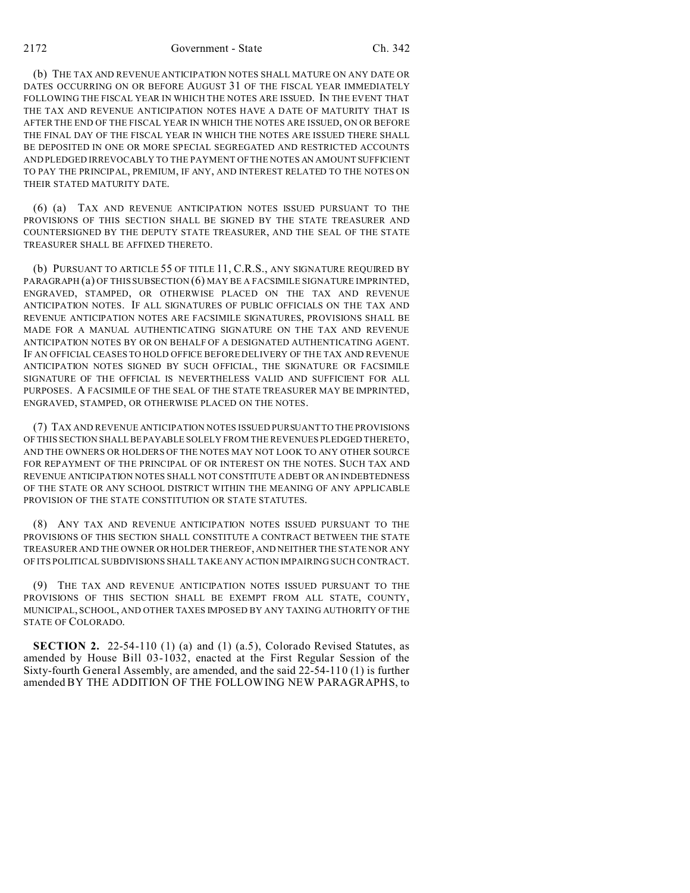(b) THE TAX AND REVENUE ANTICIPATION NOTES SHALL MATURE ON ANY DATE OR DATES OCCURRING ON OR BEFORE AUGUST 31 OF THE FISCAL YEAR IMMEDIATELY FOLLOWING THE FISCAL YEAR IN WHICH THE NOTES ARE ISSUED. IN THE EVENT THAT THE TAX AND REVENUE ANTICIPATION NOTES HAVE A DATE OF MATURITY THAT IS AFTER THE END OF THE FISCAL YEAR IN WHICH THE NOTES ARE ISSUED, ON OR BEFORE THE FINAL DAY OF THE FISCAL YEAR IN WHICH THE NOTES ARE ISSUED THERE SHALL BE DEPOSITED IN ONE OR MORE SPECIAL SEGREGATED AND RESTRICTED ACCOUNTS AND PLEDGED IRREVOCABLY TO THE PAYMENT OF THE NOTES AN AMOUNT SUFFICIENT TO PAY THE PRINCIPAL, PREMIUM, IF ANY, AND INTEREST RELATED TO THE NOTES ON THEIR STATED MATURITY DATE.

(6) (a) TAX AND REVENUE ANTICIPATION NOTES ISSUED PURSUANT TO THE PROVISIONS OF THIS SECTION SHALL BE SIGNED BY THE STATE TREASURER AND COUNTERSIGNED BY THE DEPUTY STATE TREASURER, AND THE SEAL OF THE STATE TREASURER SHALL BE AFFIXED THERETO.

(b) PURSUANT TO ARTICLE 55 OF TITLE 11, C.R.S., ANY SIGNATURE REQUIRED BY PARAGRAPH (a) OF THIS SUBSECTION (6) MAY BE A FACSIMILE SIGNATURE IMPRINTED, ENGRAVED, STAMPED, OR OTHERWISE PLACED ON THE TAX AND REVENUE ANTICIPATION NOTES. IF ALL SIGNATURES OF PUBLIC OFFICIALS ON THE TAX AND REVENUE ANTICIPATION NOTES ARE FACSIMILE SIGNATURES, PROVISIONS SHALL BE MADE FOR A MANUAL AUTHENTICATING SIGNATURE ON THE TAX AND REVENUE ANTICIPATION NOTES BY OR ON BEHALF OF A DESIGNATED AUTHENTICATING AGENT. IF AN OFFICIAL CEASES TO HOLD OFFICE BEFORE DELIVERY OF THE TAX AND REVENUE ANTICIPATION NOTES SIGNED BY SUCH OFFICIAL, THE SIGNATURE OR FACSIMILE SIGNATURE OF THE OFFICIAL IS NEVERTHELESS VALID AND SUFFICIENT FOR ALL PURPOSES. A FACSIMILE OF THE SEAL OF THE STATE TREASURER MAY BE IMPRINTED, ENGRAVED, STAMPED, OR OTHERWISE PLACED ON THE NOTES.

(7) TAX AND REVENUE ANTICIPATION NOTES ISSUED PURSUANT TO THE PROVISIONS OF THIS SECTION SHALL BE PAYABLE SOLELY FROM THE REVENUES PLEDGED THERETO, AND THE OWNERS OR HOLDERS OF THE NOTES MAY NOT LOOK TO ANY OTHER SOURCE FOR REPAYMENT OF THE PRINCIPAL OF OR INTEREST ON THE NOTES. SUCH TAX AND REVENUE ANTICIPATION NOTES SHALL NOT CONSTITUTE A DEBT OR AN INDEBTEDNESS OF THE STATE OR ANY SCHOOL DISTRICT WITHIN THE MEANING OF ANY APPLICABLE PROVISION OF THE STATE CONSTITUTION OR STATE STATUTES.

(8) ANY TAX AND REVENUE ANTICIPATION NOTES ISSUED PURSUANT TO THE PROVISIONS OF THIS SECTION SHALL CONSTITUTE A CONTRACT BETWEEN THE STATE TREASURER AND THE OWNER OR HOLDER THEREOF, AND NEITHER THE STATE NOR ANY OF ITS POLITICAL SUBDIVISIONS SHALL TAKE ANY ACTION IMPAIRING SUCH CONTRACT.

(9) THE TAX AND REVENUE ANTICIPATION NOTES ISSUED PURSUANT TO THE PROVISIONS OF THIS SECTION SHALL BE EXEMPT FROM ALL STATE, COUNTY, MUNICIPAL, SCHOOL, AND OTHER TAXES IMPOSED BY ANY TAXING AUTHORITY OF THE STATE OF COLORADO.

**SECTION 2.** 22-54-110 (1) (a) and (1) (a.5), Colorado Revised Statutes, as amended by House Bill 03-1032, enacted at the First Regular Session of the Sixty-fourth General Assembly, are amended, and the said 22-54-110 (1) is further amended BY THE ADDITION OF THE FOLLOWING NEW PARAGRAPHS, to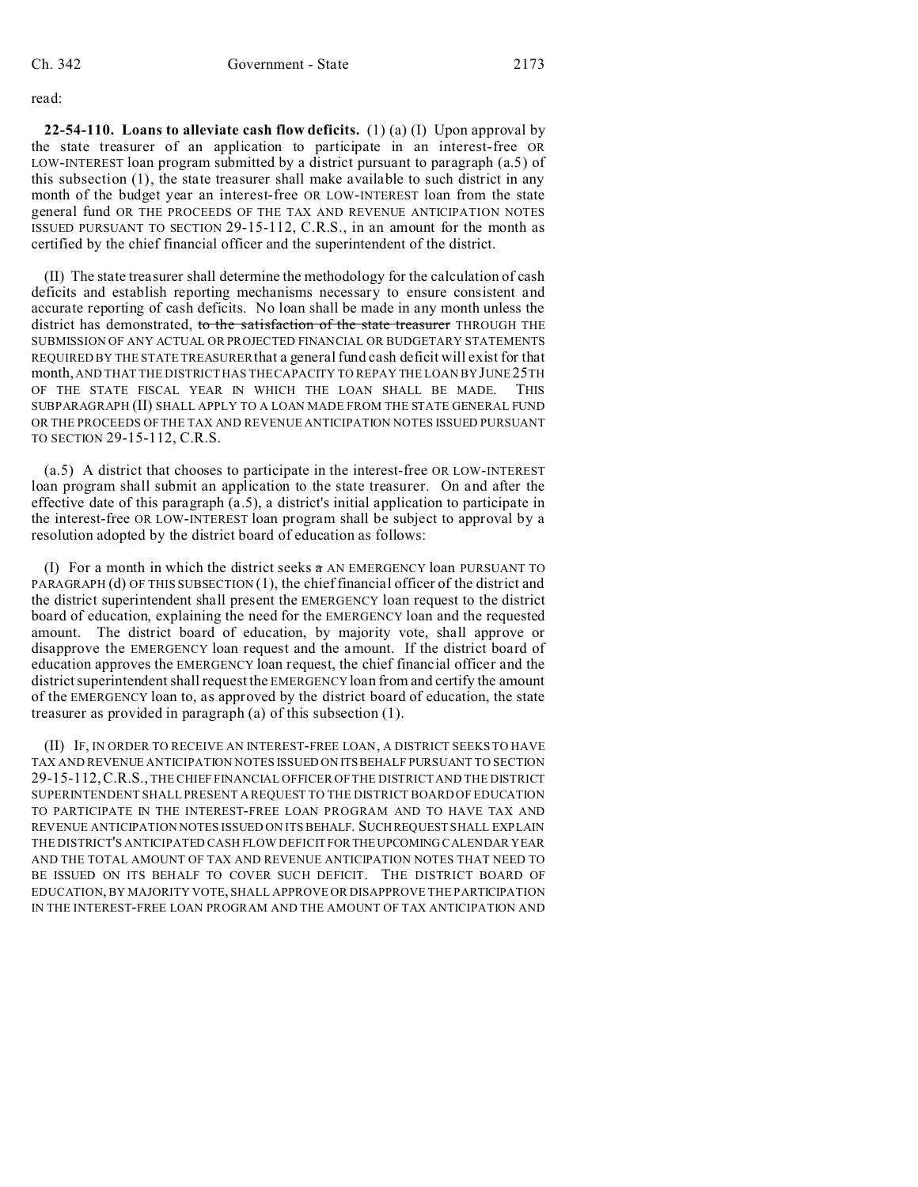read:

**22-54-110. Loans to alleviate cash flow deficits.** (1) (a) (I) Upon approval by the state treasurer of an application to participate in an interest-free OR LOW-INTEREST loan program submitted by a district pursuant to paragraph (a.5) of this subsection (1), the state treasurer shall make available to such district in any month of the budget year an interest-free OR LOW-INTEREST loan from the state general fund OR THE PROCEEDS OF THE TAX AND REVENUE ANTICIPATION NOTES ISSUED PURSUANT TO SECTION 29-15-112, C.R.S., in an amount for the month as certified by the chief financial officer and the superintendent of the district.

(II) The state treasurer shall determine the methodology for the calculation of cash deficits and establish reporting mechanisms necessary to ensure consistent and accurate reporting of cash deficits. No loan shall be made in any month unless the district has demonstrated, ~~to the satisfaction of the state treasurer~~ THROUGH THE SUBMISSION OF ANY ACTUAL OR PROJECTED FINANCIAL OR BUDGETARY STATEMENTS REQUIRED BY THE STATE TREASURER that a general fund cash deficit will exist for that month, AND THAT THE DISTRICT HAS THE CAPACITY TO REPAY THE LOAN BY JUNE 25TH OF THE STATE FISCAL YEAR IN WHICH THE LOAN SHALL BE MADE. THIS SUBPARAGRAPH (II) SHALL APPLY TO A LOAN MADE FROM THE STATE GENERAL FUND OR THE PROCEEDS OF THE TAX AND REVENUE ANTICIPATION NOTES ISSUED PURSUANT TO SECTION 29-15-112, C.R.S.

(a.5) A district that chooses to participate in the interest-free OR LOW-INTEREST loan program shall submit an application to the state treasurer. On and after the effective date of this paragraph (a.5), a district's initial application to participate in the interest-free OR LOW-INTEREST loan program shall be subject to approval by a resolution adopted by the district board of education as follows:

(I) For a month in which the district seeks ~~a~~ AN EMERGENCY loan PURSUANT TO PARAGRAPH (d) OF THIS SUBSECTION (1), the chief financial officer of the district and the district superintendent shall present the EMERGENCY loan request to the district board of education, explaining the need for the EMERGENCY loan and the requested amount. The district board of education, by majority vote, shall approve or disapprove the EMERGENCY loan request and the amount. If the district board of education approves the EMERGENCY loan request, the chief financial officer and the district superintendent shall request the EMERGENCY loan from and certify the amount of the EMERGENCY loan to, as approved by the district board of education, the state treasurer as provided in paragraph (a) of this subsection (1).

(II) IF, IN ORDER TO RECEIVE AN INTEREST-FREE LOAN, A DISTRICT SEEKS TO HAVE TAX AND REVENUE ANTICIPATION NOTES ISSUED ON ITS BEHALF PURSUANT TO SECTION 29-15-112, C.R.S., THE CHIEF FINANCIAL OFFICER OF THE DISTRICT AND THE DISTRICT SUPERINTENDENT SHALL PRESENT A REQUEST TO THE DISTRICT BOARD OF EDUCATION TO PARTICIPATE IN THE INTEREST-FREE LOAN PROGRAM AND TO HAVE TAX AND REVENUE ANTICIPATION NOTES ISSUED ON ITS BEHALF. SUCH REQUEST SHALL EXPLAIN THE DISTRICT'S ANTICIPATED CASH FLOW DEFICIT FOR THE UPCOMING CALENDAR YEAR AND THE TOTAL AMOUNT OF TAX AND REVENUE ANTICIPATION NOTES THAT NEED TO BE ISSUED ON ITS BEHALF TO COVER SUCH DEFICIT. THE DISTRICT BOARD OF EDUCATION, BY MAJORITY VOTE, SHALL APPROVE OR DISAPPROVE THE PARTICIPATION IN THE INTEREST-FREE LOAN PROGRAM AND THE AMOUNT OF TAX ANTICIPATION AND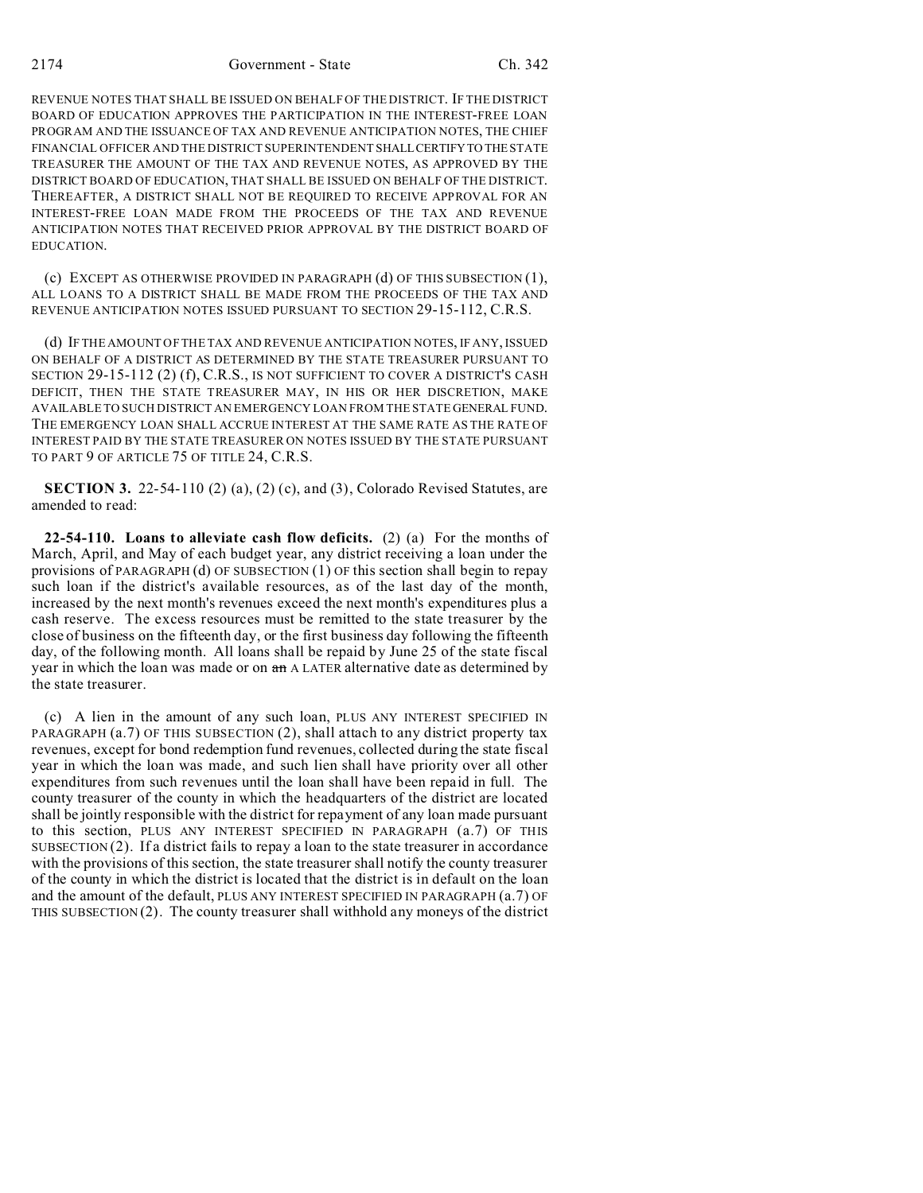REVENUE NOTES THAT SHALL BE ISSUED ON BEHALF OF THE DISTRICT. IF THE DISTRICT BOARD OF EDUCATION APPROVES THE PARTICIPATION IN THE INTEREST-FREE LOAN PROGRAM AND THE ISSUANCE OF TAX AND REVENUE ANTICIPATION NOTES, THE CHIEF FINANCIAL OFFICER AND THE DISTRICT SUPERINTENDENT SHALL CERTIFY TO THE STATE TREASURER THE AMOUNT OF THE TAX AND REVENUE NOTES, AS APPROVED BY THE DISTRICT BOARD OF EDUCATION, THAT SHALL BE ISSUED ON BEHALF OF THE DISTRICT. THEREAFTER, A DISTRICT SHALL NOT BE REQUIRED TO RECEIVE APPROVAL FOR AN INTEREST-FREE LOAN MADE FROM THE PROCEEDS OF THE TAX AND REVENUE ANTICIPATION NOTES THAT RECEIVED PRIOR APPROVAL BY THE DISTRICT BOARD OF EDUCATION.

(c) EXCEPT AS OTHERWISE PROVIDED IN PARAGRAPH (d) OF THIS SUBSECTION (1), ALL LOANS TO A DISTRICT SHALL BE MADE FROM THE PROCEEDS OF THE TAX AND REVENUE ANTICIPATION NOTES ISSUED PURSUANT TO SECTION 29-15-112, C.R.S.

(d) IF THE AMOUNT OF THE TAX AND REVENUE ANTICIPATION NOTES, IF ANY, ISSUED ON BEHALF OF A DISTRICT AS DETERMINED BY THE STATE TREASURER PURSUANT TO SECTION 29-15-112 (2) (f), C.R.S., IS NOT SUFFICIENT TO COVER A DISTRICT'S CASH DEFICIT, THEN THE STATE TREASURER MAY, IN HIS OR HER DISCRETION, MAKE AVAILABLE TO SUCH DISTRICT AN EMERGENCY LOAN FROM THE STATE GENERAL FUND. THE EMERGENCY LOAN SHALL ACCRUE INTEREST AT THE SAME RATE AS THE RATE OF INTEREST PAID BY THE STATE TREASURER ON NOTES ISSUED BY THE STATE PURSUANT TO PART 9 OF ARTICLE 75 OF TITLE 24, C.R.S.

**SECTION 3.** 22-54-110 (2) (a), (2) (c), and (3), Colorado Revised Statutes, are amended to read:

**22-54-110. Loans to alleviate cash flow deficits.** (2) (a) For the months of March, April, and May of each budget year, any district receiving a loan under the provisions of PARAGRAPH (d) OF SUBSECTION (1) OF this section shall begin to repay such loan if the district's available resources, as of the last day of the month, increased by the next month's revenues exceed the next month's expenditures plus a cash reserve. The excess resources must be remitted to the state treasurer by the close of business on the fifteenth day, or the first business day following the fifteenth day, of the following month. All loans shall be repaid by June 25 of the state fiscal year in which the loan was made or on ~~an~~ A LATER alternative date as determined by the state treasurer.

(c) A lien in the amount of any such loan, PLUS ANY INTEREST SPECIFIED IN PARAGRAPH (a.7) OF THIS SUBSECTION (2), shall attach to any district property tax revenues, except for bond redemption fund revenues, collected during the state fiscal year in which the loan was made, and such lien shall have priority over all other expenditures from such revenues until the loan shall have been repaid in full. The county treasurer of the county in which the headquarters of the district are located shall be jointly responsible with the district for repayment of any loan made pursuant to this section, PLUS ANY INTEREST SPECIFIED IN PARAGRAPH (a.7) OF THIS SUBSECTION (2). If a district fails to repay a loan to the state treasurer in accordance with the provisions of this section, the state treasurer shall notify the county treasurer of the county in which the district is located that the district is in default on the loan and the amount of the default, PLUS ANY INTEREST SPECIFIED IN PARAGRAPH (a.7) OF THIS SUBSECTION (2). The county treasurer shall withhold any moneys of the district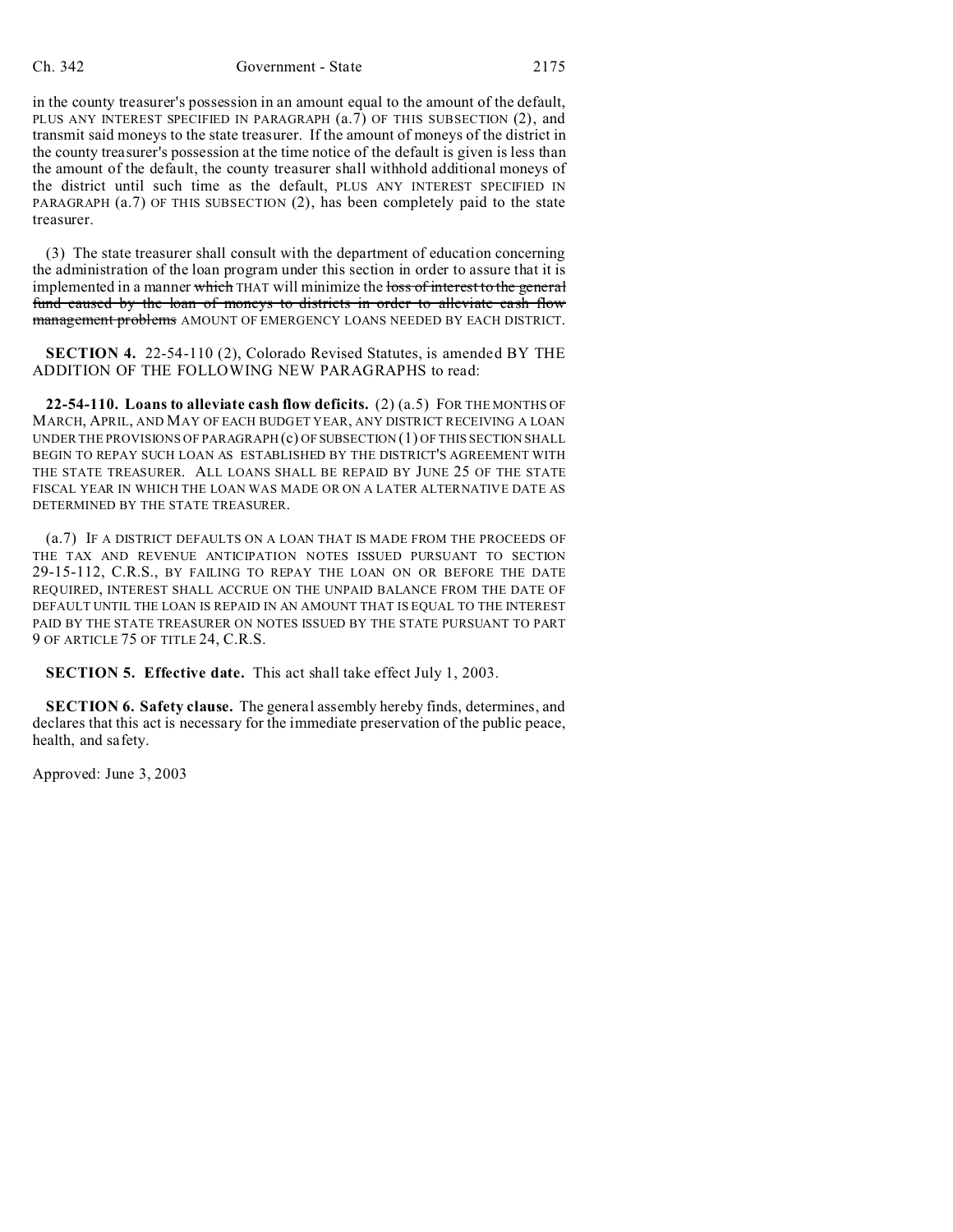in the county treasurer's possession in an amount equal to the amount of the default, PLUS ANY INTEREST SPECIFIED IN PARAGRAPH (a.7) OF THIS SUBSECTION (2), and transmit said moneys to the state treasurer. If the amount of moneys of the district in the county treasurer's possession at the time notice of the default is given is less than the amount of the default, the county treasurer shall withhold additional moneys of the district until such time as the default, PLUS ANY INTEREST SPECIFIED IN PARAGRAPH (a.7) OF THIS SUBSECTION (2), has been completely paid to the state treasurer.

(3) The state treasurer shall consult with the department of education concerning the administration of the loan program under this section in order to assure that it is implemented in a manner ~~which~~ THAT will minimize the ~~loss of interest to the general fund caused by the loan of moneys to districts in order to alleviate cash flow management problems~~ AMOUNT OF EMERGENCY LOANS NEEDED BY EACH DISTRICT.

**SECTION 4.** 22-54-110 (2), Colorado Revised Statutes, is amended BY THE ADDITION OF THE FOLLOWING NEW PARAGRAPHS to read:

**22-54-110. Loans to alleviate cash flow deficits.** (2) (a.5) FOR THE MONTHS OF MARCH, APRIL, AND MAY OF EACH BUDGET YEAR, ANY DISTRICT RECEIVING A LOAN UNDER THE PROVISIONS OF PARAGRAPH (c) OF SUBSECTION (1) OF THIS SECTION SHALL BEGIN TO REPAY SUCH LOAN AS ESTABLISHED BY THE DISTRICT'S AGREEMENT WITH THE STATE TREASURER. ALL LOANS SHALL BE REPAID BY JUNE 25 OF THE STATE FISCAL YEAR IN WHICH THE LOAN WAS MADE OR ON A LATER ALTERNATIVE DATE AS DETERMINED BY THE STATE TREASURER.

(a.7) IF A DISTRICT DEFAULTS ON A LOAN THAT IS MADE FROM THE PROCEEDS OF THE TAX AND REVENUE ANTICIPATION NOTES ISSUED PURSUANT TO SECTION 29-15-112, C.R.S., BY FAILING TO REPAY THE LOAN ON OR BEFORE THE DATE REQUIRED, INTEREST SHALL ACCRUE ON THE UNPAID BALANCE FROM THE DATE OF DEFAULT UNTIL THE LOAN IS REPAID IN AN AMOUNT THAT IS EQUAL TO THE INTEREST PAID BY THE STATE TREASURER ON NOTES ISSUED BY THE STATE PURSUANT TO PART 9 OF ARTICLE 75 OF TITLE 24, C.R.S.

**SECTION 5. Effective date.** This act shall take effect July 1, 2003.

**SECTION 6. Safety clause.** The general assembly hereby finds, determines, and declares that this act is necessary for the immediate preservation of the public peace, health, and safety.

Approved: June 3, 2003